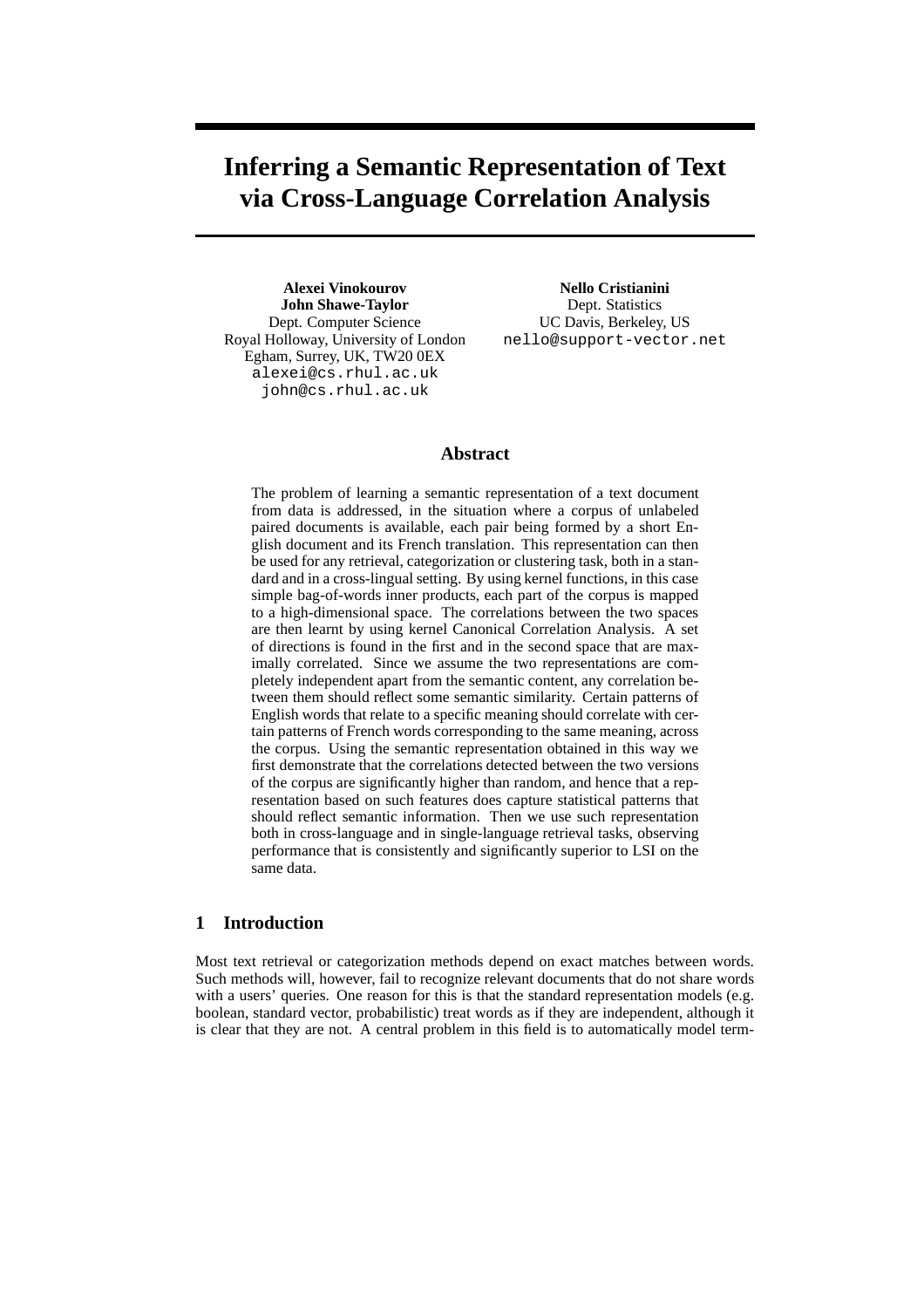# Inferring a Semantic Representation of Text via Cross-Language Correlation Analysis

**Alexei Vinokourov**
**John Shawe-Taylor**
Dept. Computer Science
Royal Holloway, University of London
Egham, Surrey, UK, TW20 0EX
alexei@cs.rhul.ac.uk
john@cs.rhul.ac.uk

**Nello Cristianini**
Dept. Statistics
UC Davis, Berkeley, US
nello@support-vector.net

## Abstract

The problem of learning a semantic representation of a text document from data is addressed, in the situation where a corpus of unlabeled paired documents is available, each pair being formed by a short English document and its French translation. This representation can then be used for any retrieval, categorization or clustering task, both in a standard and in a cross-lingual setting. By using kernel functions, in this case simple bag-of-words inner products, each part of the corpus is mapped to a high-dimensional space. The correlations between the two spaces are then learnt by using kernel Canonical Correlation Analysis. A set of directions is found in the first and in the second space that are maximally correlated. Since we assume the two representations are completely independent apart from the semantic content, any correlation between them should reflect some semantic similarity. Certain patterns of English words that relate to a specific meaning should correlate with certain patterns of French words corresponding to the same meaning, across the corpus. Using the semantic representation obtained in this way we first demonstrate that the correlations detected between the two versions of the corpus are significantly higher than random, and hence that a representation based on such features does capture statistical patterns that should reflect semantic information. Then we use such representation both in cross-language and in single-language retrieval tasks, observing performance that is consistently and significantly superior to LSI on the same data.

## 1 Introduction

Most text retrieval or categorization methods depend on exact matches between words. Such methods will, however, fail to recognize relevant documents that do not share words with a users' queries. One reason for this is that the standard representation models (e.g. boolean, standard vector, probabilistic) treat words as if they are independent, although it is clear that they are not. A central problem in this field is to automatically model term-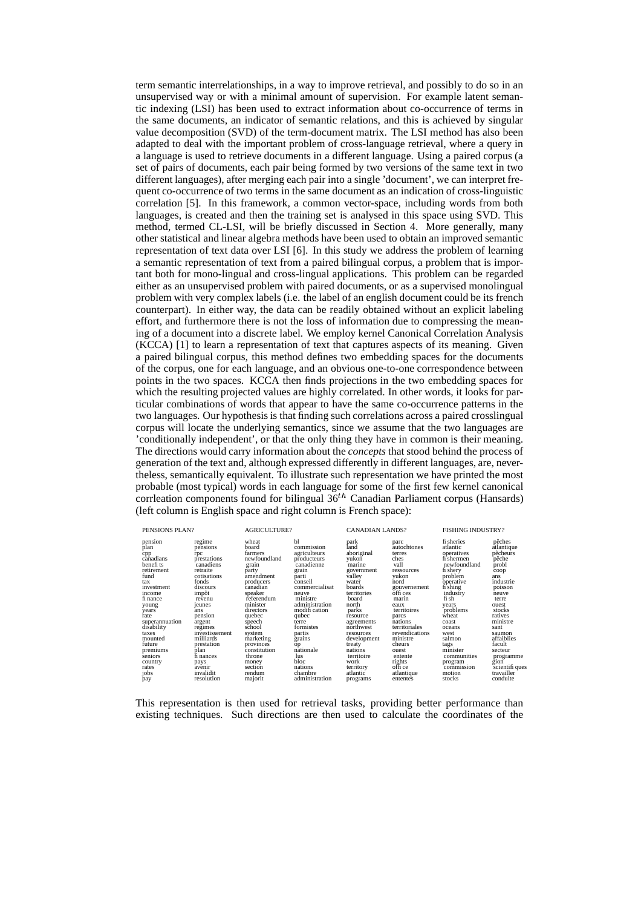term semantic interrelationships, in a way to improve retrieval, and possibly to do so in an unsupervised way or with a minimal amount of supervision. For example latent semantic indexing (LSI) has been used to extract information about co-occurrence of terms in the same documents, an indicator of semantic relations, and this is achieved by singular value decomposition (SVD) of the term-document matrix. The LSI method has also been adapted to deal with the important problem of cross-language retrieval, where a query in a language is used to retrieve documents in a different language. Using a paired corpus (a set of pairs of documents, each pair being formed by two versions of the same text in two different languages), after merging each pair into a single 'document', we can interpret frequent co-occurrence of two terms in the same document as an indication of cross-linguistic correlation [5]. In this framework, a common vector-space, including words from both languages, is created and then the training set is analysed in this space using SVD. This method, termed CL-LSI, will be briefly discussed in Section 4. More generally, many other statistical and linear algebra methods have been used to obtain an improved semantic representation of text data over LSI [6]. In this study we address the problem of learning a semantic representation of text from a paired bilingual corpus, a problem that is important both for mono-lingual and cross-lingual applications. This problem can be regarded either as an unsupervised problem with paired documents, or as a supervised monolingual problem with very complex labels (i.e. the label of an english document could be its french counterpart). In either way, the data can be readily obtained without an explicit labeling effort, and furthermore there is not the loss of information due to compressing the meaning of a document into a discrete label. We employ kernel Canonical Correlation Analysis (KCCA) [1] to learn a representation of text that captures aspects of its meaning. Given a paired bilingual corpus, this method defines two embedding spaces for the documents of the corpus, one for each language, and an obvious one-to-one correspondence between points in the two spaces. KCCA then finds projections in the two embedding spaces for which the resulting projected values are highly correlated. In other words, it looks for particular combinations of words that appear to have the same co-occurrence patterns in the two languages. Our hypothesis is that finding such correlations across a paired crosslingual corpus will locate the underlying semantics, since we assume that the two languages are 'conditionally independent', or that the only thing they have in common is their meaning. The directions would carry information about the *concepts* that stood behind the process of generation of the text and, although expressed differently in different languages, are, nevertheless, semantically equivalent. To illustrate such representation we have printed the most probable (most typical) words in each language for some of the first few kernel canonical corrleation components found for bilingual $36^{th}$ Canadian Parliament corpus (Hansards) (left column is English space and right column is French space):

| PENSIONS PLAN? | | AGRICULTURE? | | CANADIAN LANDS? | | FISHING INDUSTRY? | |
|---|---|---|---|---|---|---|---|
| pension | regime | wheat | bl | park | parc | fisheries | pêches |
| plan | pensions | board | commission | land | autochtones | atlantic | atlantique |
| cpp | rpc | farmers | agriculteurs | aboriginal | terres | operatives | pêcheurs |
| canadians | prestations | newfoundland | producteurs | yukon | ches | fishermen | pêche |
| benefits | canadiens | grain | canadienne | marine | vall | newfoundland | probl |
| retirement | retraite | party | grain | government | ressources | fishery | coop |
| fund | cotisations | amendment | parti | valley | yukon | problem | ans |
| tax | fonds | producers | conseil | water | nord | operative | industrie |
| investment | discours | canadian | commercialisat | boards | gouvernement | fishing | poisson |
| income | impôt | speaker | neuve | territories | offices | industry | neuve |
| finance | revenu | referendum | ministre | board | marin | fish | terre |
| young | jeunes | minister | administration | north | eaux | years | ouest |
| years | ans | directors | modification | parks | territoires | problems | stocks |
| rate | pension | quebec | qubec | resource | parcs | wheat | ratives |
| superannuation | argent | speech | terre | agreements | nations | coast | ministre |
| disability | régimes | school | formistes | northwest | territoriales | oceans | sant |
| taxes | investissement | system | partis | resources | revendications | west | saumon |
| mounted | milliards | marketing | grains | development | ministre | salmon | affaiblies |
| future | prestation | provinces | op | treaty | cheurs | tags | facult |
| premiums | plan | constitution | nationale | nations | ouest | minister | secteur |
| seniors | finances | throne | lus | territoire | entente | communities | programme |
| country | pays | money | bloc | work | rights | program | gion |
| rates | avenir | section | nations | territory | office | commission | scientifiques |
| jobs | invalidit | rendum | chambre | atlantic | atlantique | motion | travailler |
| pay | resolution | majorit | administration | programs | ententes | stocks | conduite |

This representation is then used for retrieval tasks, providing better performance than existing techniques. Such directions are then used to calculate the coordinates of the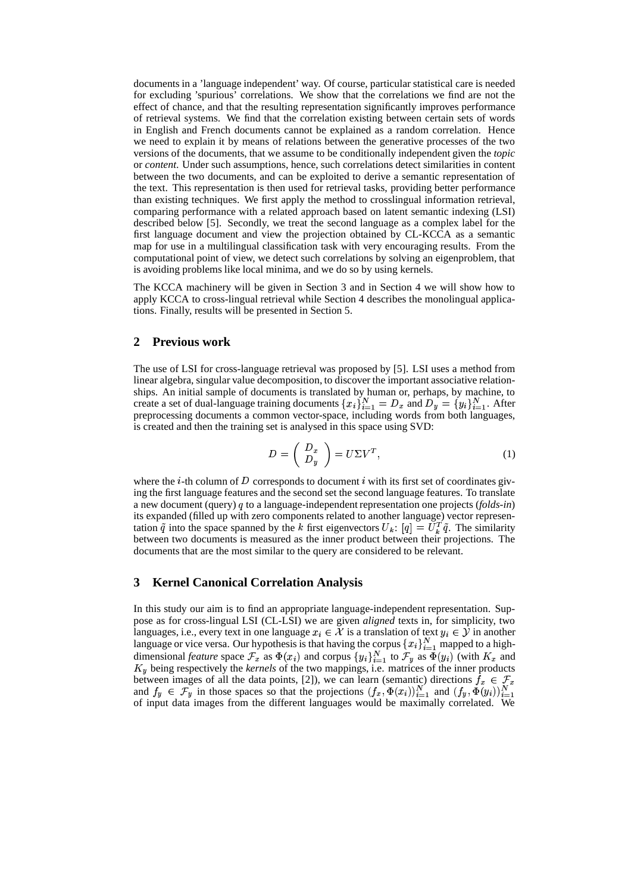documents in a 'language independent' way. Of course, particular statistical care is needed for excluding 'spurious' correlations. We show that the correlations we find are not the effect of chance, and that the resulting representation significantly improves performance of retrieval systems. We find that the correlation existing between certain sets of words in English and French documents cannot be explained as a random correlation. Hence we need to explain it by means of relations between the generative processes of the two versions of the documents, that we assume to be conditionally independent given the *topic* or *content*. Under such assumptions, hence, such correlations detect similarities in content between the two documents, and can be exploited to derive a semantic representation of the text. This representation is then used for retrieval tasks, providing better performance than existing techniques. We first apply the method to crosslingual information retrieval, comparing performance with a related approach based on latent semantic indexing (LSI) described below [5]. Secondly, we treat the second language as a complex label for the first language document and view the projection obtained by CL-KCCA as a semantic map for use in a multilingual classification task with very encouraging results. From the computational point of view, we detect such correlations by solving an eigenproblem, that is avoiding problems like local minima, and we do so by using kernels.

The KCCA machinery will be given in Section 3 and in Section 4 we will show how to apply KCCA to cross-lingual retrieval while Section 4 describes the monolingual applications. Finally, results will be presented in Section 5.

## 2 Previous work

The use of LSI for cross-language retrieval was proposed by [5]. LSI uses a method from linear algebra, singular value decomposition, to discover the important associative relationships. An initial sample of documents is translated by human or, perhaps, by machine, to create a set of dual-language training documents $\{x_i\}_{i=1}^N = D_x$ and $D_y = \{y_i\}_{i=1}^N$. After preprocessing documents a common vector-space, including words from both languages, is created and then the training set is analysed in this space using SVD:

$$D = \begin{pmatrix} D_x \\ D_y \end{pmatrix} = U\Sigma V^T, \tag{1}$$

where the $i$-th column of $D$ corresponds to document $i$ with its first set of coordinates giving the first language features and the second set the second language features. To translate a new document (query) $q$ to a language-independent representation one projects (*folds-in*) its expanded (filled up with zero components related to another language) vector representation $\tilde{q}$ into the space spanned by the $k$ first eigenvectors $U_k$: $[q] = U_k^T \tilde{q}$. The similarity between two documents is measured as the inner product between their projections. The documents that are the most similar to the query are considered to be relevant.

## 3 Kernel Canonical Correlation Analysis

In this study our aim is to find an appropriate language-independent representation. Suppose as for cross-lingual LSI (CL-LSI) we are given *aligned* texts in, for simplicity, two languages, i.e., every text in one language $x_i \in \mathcal{X}$ is a translation of text $y_i \in \mathcal{Y}$ in another language or vice versa. Our hypothesis is that having the corpus $\{x_i\}_{i=1}^N$ mapped to a high-dimensional *feature* space $\mathcal{F}_x$ as $\Phi(x_i)$ and corpus $\{y_i\}_{i=1}^N$ to $\mathcal{F}_y$ as $\Phi(y_i)$ (with $K_x$ and $K_y$ being respectively the *kernels* of the two mappings, i.e. matrices of the inner products between images of all the data points, [2]), we can learn (semantic) directions $f_x \in \mathcal{F}_x$ and $f_y \in \mathcal{F}_y$ in those spaces so that the projections $(f_x, \Phi(x_i))_{i=1}^N$ and $(f_y, \Phi(y_i))_{i=1}^N$ of input data images from the different languages would be maximally correlated. We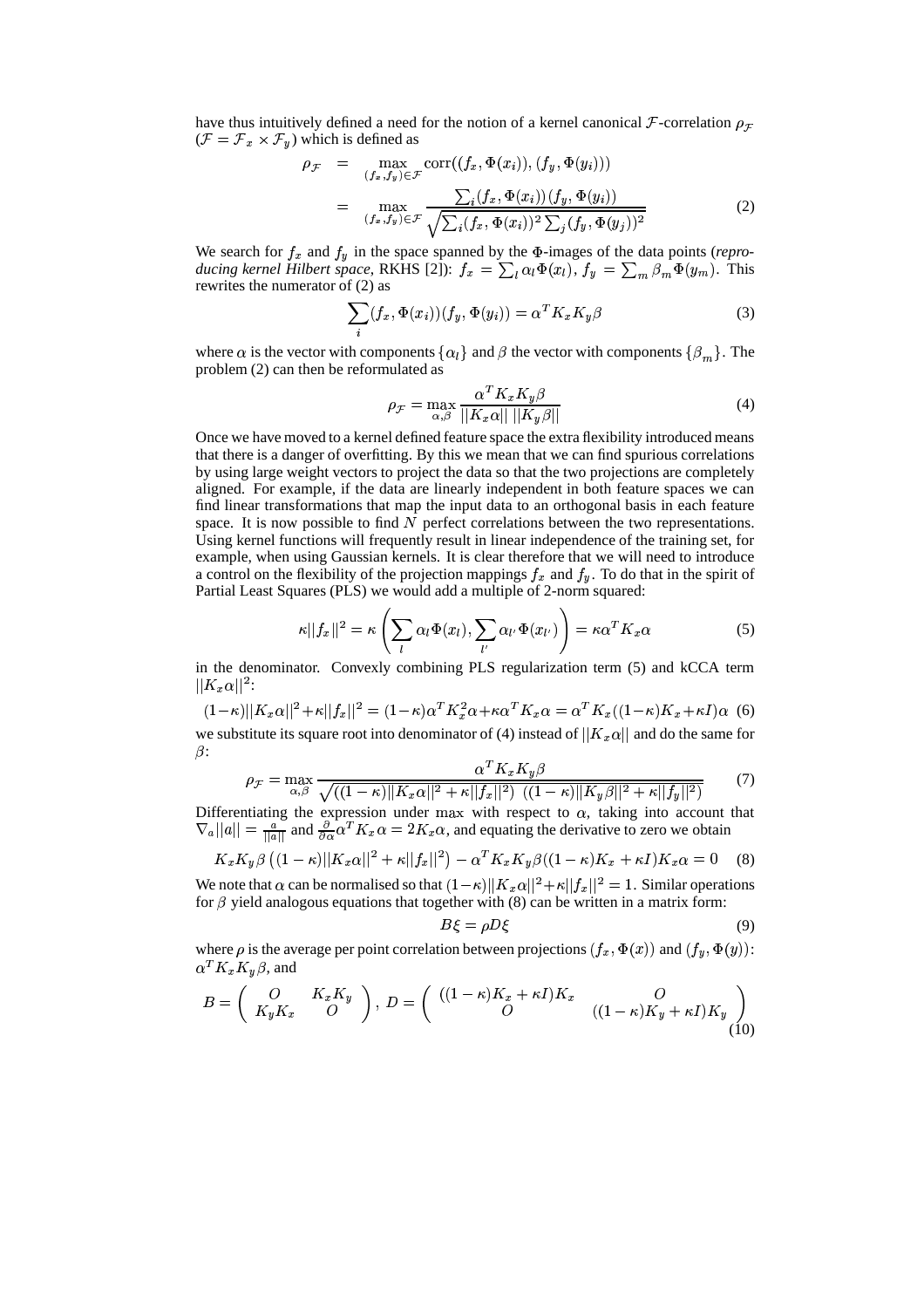have thus intuitively defined a need for the notion of a kernel canonical $\mathcal{F}$-correlation $\rho_{\mathcal{F}}$ ($\mathcal{F} = \mathcal{F}_x \times \mathcal{F}_y$) which is defined as

$$\rho_{\mathcal{F}} = \max_{(f_x, f_y)\in\mathcal{F}} \operatorname{corr}((f_x, \Phi(x_i)), (f_y, \Phi(y_i))) = \max_{(f_x, f_y)\in\mathcal{F}} \frac{\sum_i (f_x, \Phi(x_i))(f_y, \Phi(y_i))}{\sqrt{\sum_i (f_x, \Phi(x_i))^2 \sum_j (f_y, \Phi(y_j))^2}} \tag{2}$$

We search for $f_x$ and $f_y$ in the space spanned by the $\Phi$-images of the data points (*reproducing kernel Hilbert space,* RKHS [2]): $f_x = \sum_l \alpha_l \Phi(x_l)$, $f_y = \sum_m \beta_m \Phi(y_m)$. This rewrites the numerator of (2) as

$$\sum_i (f_x, \Phi(x_i))(f_y, \Phi(y_i)) = \alpha^T K_x K_y \beta \tag{3}$$

where $\alpha$ is the vector with components $\{\alpha_l\}$ and $\beta$ the vector with components $\{\beta_m\}$. The problem (2) can then be reformulated as

$$\rho_{\mathcal{F}} = \max_{\alpha,\beta} \frac{\alpha^T K_x K_y \beta}{||K_x \alpha||\ ||K_y \beta||} \tag{4}$$

Once we have moved to a kernel defined feature space the extra flexibility introduced means that there is a danger of overfitting. By this we mean that we can find spurious correlations by using large weight vectors to project the data so that the two projections are completely aligned. For example, if the data are linearly independent in both feature spaces we can find linear transformations that map the input data to an orthogonal basis in each feature space. It is now possible to find $N$ perfect correlations between the two representations. Using kernel functions will frequently result in linear independence of the training set, for example, when using Gaussian kernels. It is clear therefore that we will need to introduce a control on the flexibility of the projection mappings $f_x$ and $f_y$. To do that in the spirit of Partial Least Squares (PLS) we would add a multiple of 2-norm squared:

$$\kappa ||f_x||^2 = \kappa \left( \sum_l \alpha_l \Phi(x_l), \sum_{l'} \alpha_{l'} \Phi(x_{l'}) \right) = \kappa \alpha^T K_x \alpha \tag{5}$$

in the denominator. Convexly combining PLS regularization term (5) and kCCA term $||K_x \alpha||^2$:

$$(1-\kappa)||K_x \alpha||^2 + \kappa ||f_x||^2 = (1-\kappa)\alpha^T K_x^2 \alpha + \kappa \alpha^T K_x \alpha = \alpha^T K_x ((1-\kappa)K_x + \kappa I)\alpha \tag{6}$$

we substitute its square root into denominator of (4) instead of $||K_x \alpha||$ and do the same for $\beta$:

$$\rho_{\mathcal{F}} = \max_{\alpha,\beta} \frac{\alpha^T K_x K_y \beta}{\sqrt{((1-\kappa)||K_x \alpha||^2 + \kappa ||f_x||^2)\ ((1-\kappa)||K_y \beta||^2 + \kappa ||f_y||^2)}} \tag{7}$$

Differentiating the expression under $\max$ with respect to $\alpha$, taking into account that $\nabla_a ||a|| = \frac{a}{||a||}$ and $\frac{\partial}{\partial \alpha} \alpha^T K_x \alpha = 2 K_x \alpha$, and equating the derivative to zero we obtain

$$K_x K_y \beta \left( (1-\kappa)||K_x \alpha||^2 + \kappa ||f_x||^2 \right) - \alpha^T K_x K_y \beta ((1-\kappa)K_x + \kappa I) K_x \alpha = 0 \tag{8}$$

We note that $\alpha$ can be normalised so that $(1-\kappa)||K_x \alpha||^2 + \kappa ||f_x||^2 = 1$. Similar operations for $\beta$ yield analogous equations that together with (8) can be written in a matrix form:

$$B\xi = \rho D \xi \tag{9}$$

where $\rho$ is the average per point correlation between projections $(f_x, \Phi(x))$ and $(f_y, \Phi(y))$: $\alpha^T K_x K_y \beta$, and

$$B = \begin{pmatrix} O & K_x K_y \\ K_y K_x & O \end{pmatrix},\ D = \begin{pmatrix} ((1-\kappa)K_x + \kappa I)K_x & O \\ O & ((1-\kappa)K_y + \kappa I)K_y \end{pmatrix} \tag{10}$$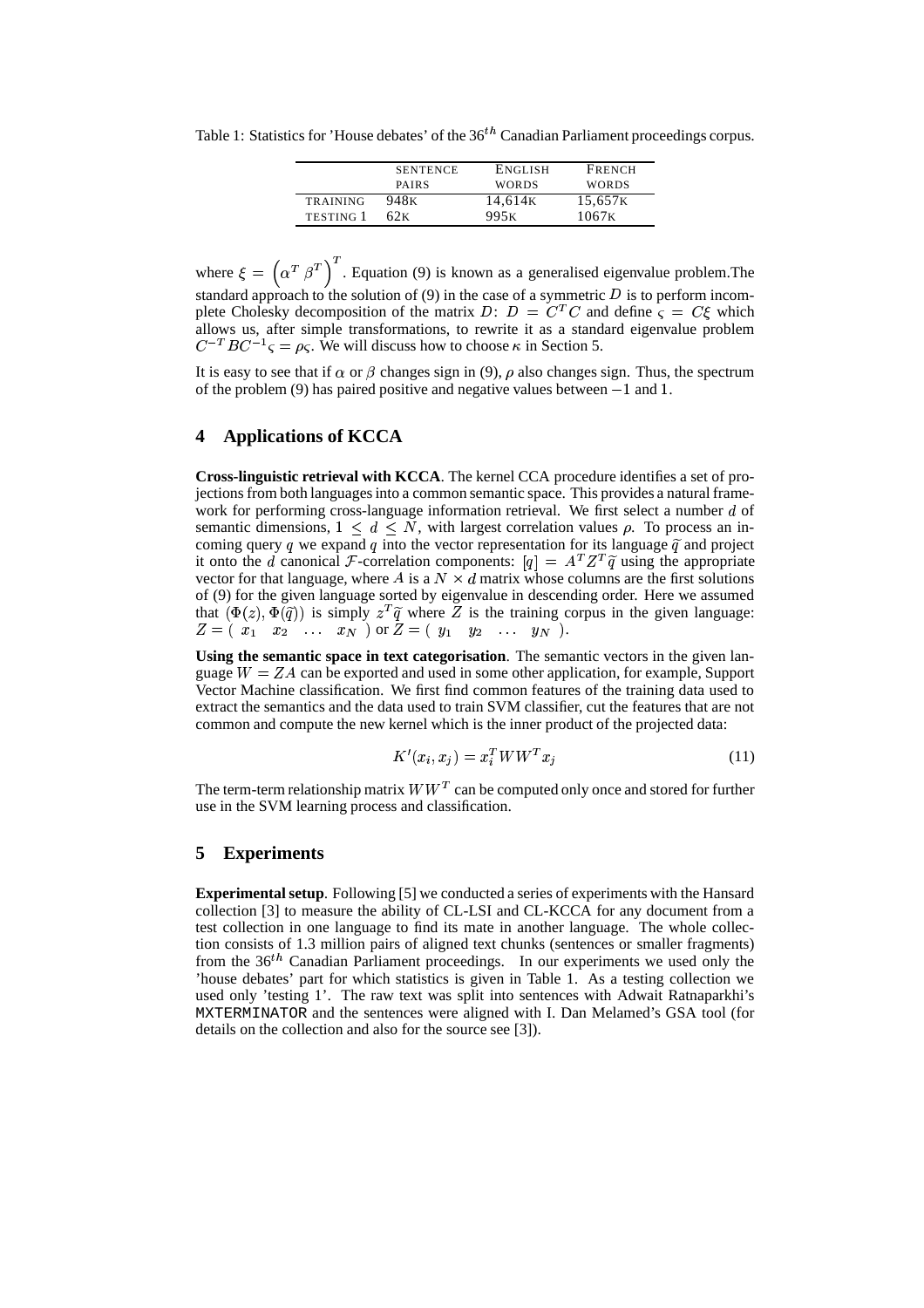Table 1: Statistics for 'House debates' of the $36^{th}$ Canadian Parliament proceedings corpus.

| | SENTENCE PAIRS | ENGLISH WORDS | FRENCH WORDS |
|---|---|---|---|
| TRAINING | 948K | 14,614K | 15,657K |
| TESTING 1 | 62K | 995K | 1067K |

where $\xi = \left(\alpha^T \; \beta^T\right)^T$. Equation (9) is known as a generalised eigenvalue problem.The standard approach to the solution of (9) in the case of a symmetric $D$ is to perform incomplete Cholesky decomposition of the matrix $D$: $D = C^T C$ and define $\varsigma = C\xi$ which allows us, after simple transformations, to rewrite it as a standard eigenvalue problem $C^{-T} B C^{-1} \varsigma = \rho\varsigma$. We will discuss how to choose $\kappa$ in Section 5.

It is easy to see that if $\alpha$ or $\beta$ changes sign in (9), $\rho$ also changes sign. Thus, the spectrum of the problem (9) has paired positive and negative values between $-1$ and $1$.

## 4 Applications of KCCA

**Cross-linguistic retrieval with KCCA**. The kernel CCA procedure identifies a set of projections from both languages into a common semantic space. This provides a natural framework for performing cross-language information retrieval. We first select a number $d$ of semantic dimensions, $1 \leq d \leq N$, with largest correlation values $\rho$. To process an incoming query $q$ we expand $q$ into the vector representation for its language $\widetilde{q}$ and project it onto the $d$ canonical $\mathcal{F}$-correlation components: $[q] = A^T Z^T \widetilde{q}$ using the appropriate vector for that language, where $A$ is a $N \times d$ matrix whose columns are the first solutions of (9) for the given language sorted by eigenvalue in descending order. Here we assumed that $\langle \Phi(z), \Phi(\widetilde{q}) \rangle$ is simply $z^T \widetilde{q}$ where $Z$ is the training corpus in the given language: $Z = (\; x_1 \quad x_2 \quad \ldots \quad x_N \;)$ or $Z = (\; y_1 \quad y_2 \quad \ldots \quad y_N \;)$.

**Using the semantic space in text categorisation**. The semantic vectors in the given language $W = ZA$ can be exported and used in some other application, for example, Support Vector Machine classification. We first find common features of the training data used to extract the semantics and the data used to train SVM classifier, cut the features that are not common and compute the new kernel which is the inner product of the projected data:

$$K'(x_i, x_j) = x_i^T W W^T x_j \tag{11}$$

The term-term relationship matrix $WW^T$ can be computed only once and stored for further use in the SVM learning process and classification.

## 5 Experiments

**Experimental setup**. Following [5] we conducted a series of experiments with the Hansard collection [3] to measure the ability of CL-LSI and CL-KCCA for any document from a test collection in one language to find its mate in another language. The whole collection consists of 1.3 million pairs of aligned text chunks (sentences or smaller fragments) from the $36^{th}$ Canadian Parliament proceedings. In our experiments we used only the 'house debates' part for which statistics is given in Table 1. As a testing collection we used only 'testing 1'. The raw text was split into sentences with Adwait Ratnaparkhi's `MXTERMINATOR` and the sentences were aligned with I. Dan Melamed's GSA tool (for details on the collection and also for the source see [3]).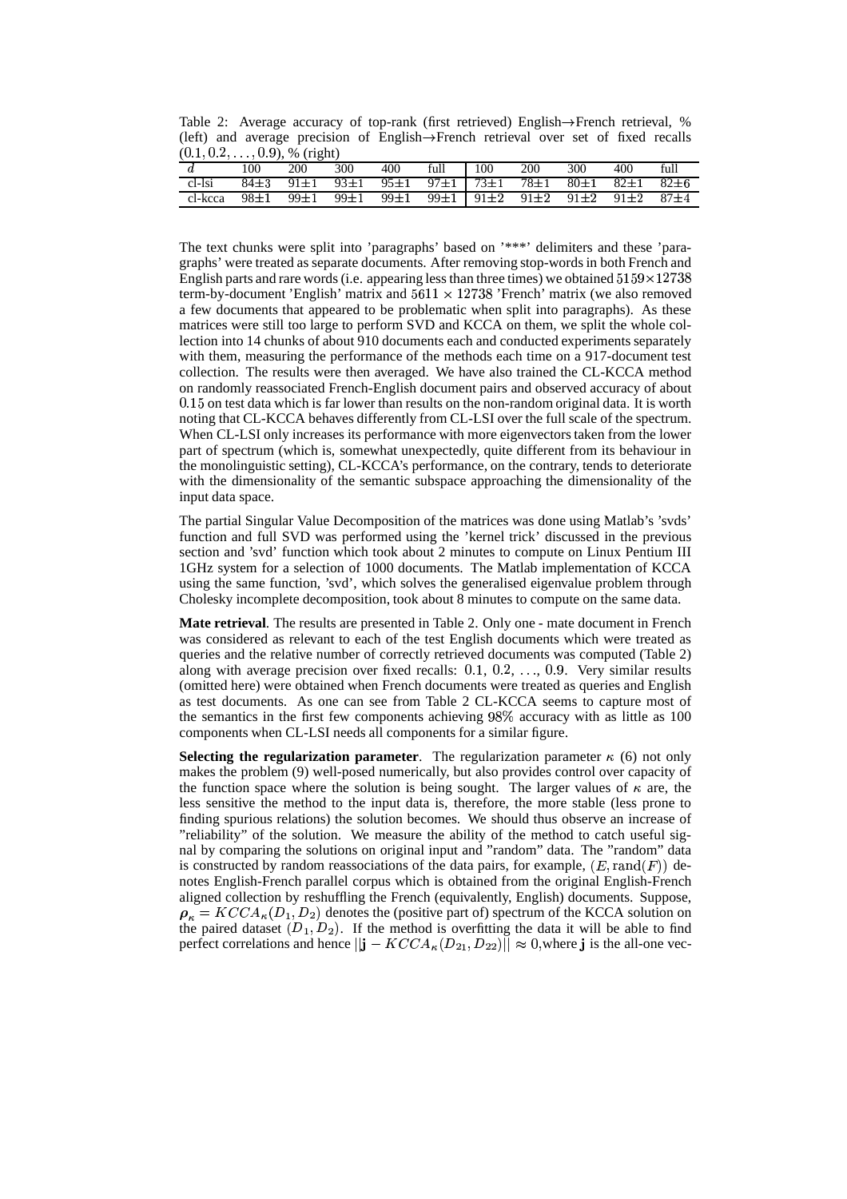Table 2: Average accuracy of top-rank (first retrieved) English→French retrieval, % (left) and average precision of English→French retrieval over set of fixed recalls $(0.1, 0.2, \ldots, 0.9)$, % (right)

| $d$ | 100 | 200 | 300 | 400 | full | 100 | 200 | 300 | 400 | full |
|---|---|---|---|---|---|---|---|---|---|---|
| cl-lsi | 84±3 | 91±1 | 93±1 | 95±1 | 97±1 | 73±1 | 78±1 | 80±1 | 82±1 | 82±6 |
| cl-kcca | 98±1 | 99±1 | 99±1 | 99±1 | 99±1 | 91±2 | 91±2 | 91±2 | 91±2 | 87±4 |

The text chunks were split into 'paragraphs' based on '***' delimiters and these 'paragraphs' were treated as separate documents. After removing stop-words in both French and English parts and rare words (i.e. appearing less than three times) we obtained $5159 \times 12738$ term-by-document 'English' matrix and $5611 \times 12738$ 'French' matrix (we also removed a few documents that appeared to be problematic when split into paragraphs). As these matrices were still too large to perform SVD and KCCA on them, we split the whole collection into 14 chunks of about 910 documents each and conducted experiments separately with them, measuring the performance of the methods each time on a 917-document test collection. The results were then averaged. We have also trained the CL-KCCA method on randomly reassociated French-English document pairs and observed accuracy of about $0.15$ on test data which is far lower than results on the non-random original data. It is worth noting that CL-KCCA behaves differently from CL-LSI over the full scale of the spectrum. When CL-LSI only increases its performance with more eigenvectors taken from the lower part of spectrum (which is, somewhat unexpectedly, quite different from its behaviour in the monolinguistic setting), CL-KCCA's performance, on the contrary, tends to deteriorate with the dimensionality of the semantic subspace approaching the dimensionality of the input data space.

The partial Singular Value Decomposition of the matrices was done using Matlab's 'svds' function and full SVD was performed using the 'kernel trick' discussed in the previous section and 'svd' function which took about 2 minutes to compute on Linux Pentium III 1GHz system for a selection of 1000 documents. The Matlab implementation of KCCA using the same function, 'svd', which solves the generalised eigenvalue problem through Cholesky incomplete decomposition, took about 8 minutes to compute on the same data.

**Mate retrieval**. The results are presented in Table 2. Only one - mate document in French was considered as relevant to each of the test English documents which were treated as queries and the relative number of correctly retrieved documents was computed (Table 2) along with average precision over fixed recalls: $0.1$, $0.2$, $\ldots$, $0.9$. Very similar results (omitted here) were obtained when French documents were treated as queries and English as test documents. As one can see from Table 2 CL-KCCA seems to capture most of the semantics in the first few components achieving $98\%$ accuracy with as little as 100 components when CL-LSI needs all components for a similar figure.

**Selecting the regularization parameter**. The regularization parameter $\kappa$ (6) not only makes the problem (9) well-posed numerically, but also provides control over capacity of the function space where the solution is being sought. The larger values of $\kappa$ are, the less sensitive the method to the input data is, therefore, the more stable (less prone to finding spurious relations) the solution becomes. We should thus observe an increase of "reliability" of the solution. We measure the ability of the method to catch useful signal by comparing the solutions on original input and "random" data. The "random" data is constructed by random reassociations of the data pairs, for example, $(E, \mathrm{rand}(F))$ denotes English-French parallel corpus which is obtained from the original English-French aligned collection by reshuffling the French (equivalently, English) documents. Suppose, $\boldsymbol{\rho}_\kappa = KCCA_\kappa(D_1, D_2)$ denotes the (positive part of) spectrum of the KCCA solution on the paired dataset $(D_1, D_2)$. If the method is overfitting the data it will be able to find perfect correlations and hence $||\mathbf{j} - KCCA_\kappa(D_{21}, D_{22})|| \approx 0$,where $\mathbf{j}$ is the all-one vec-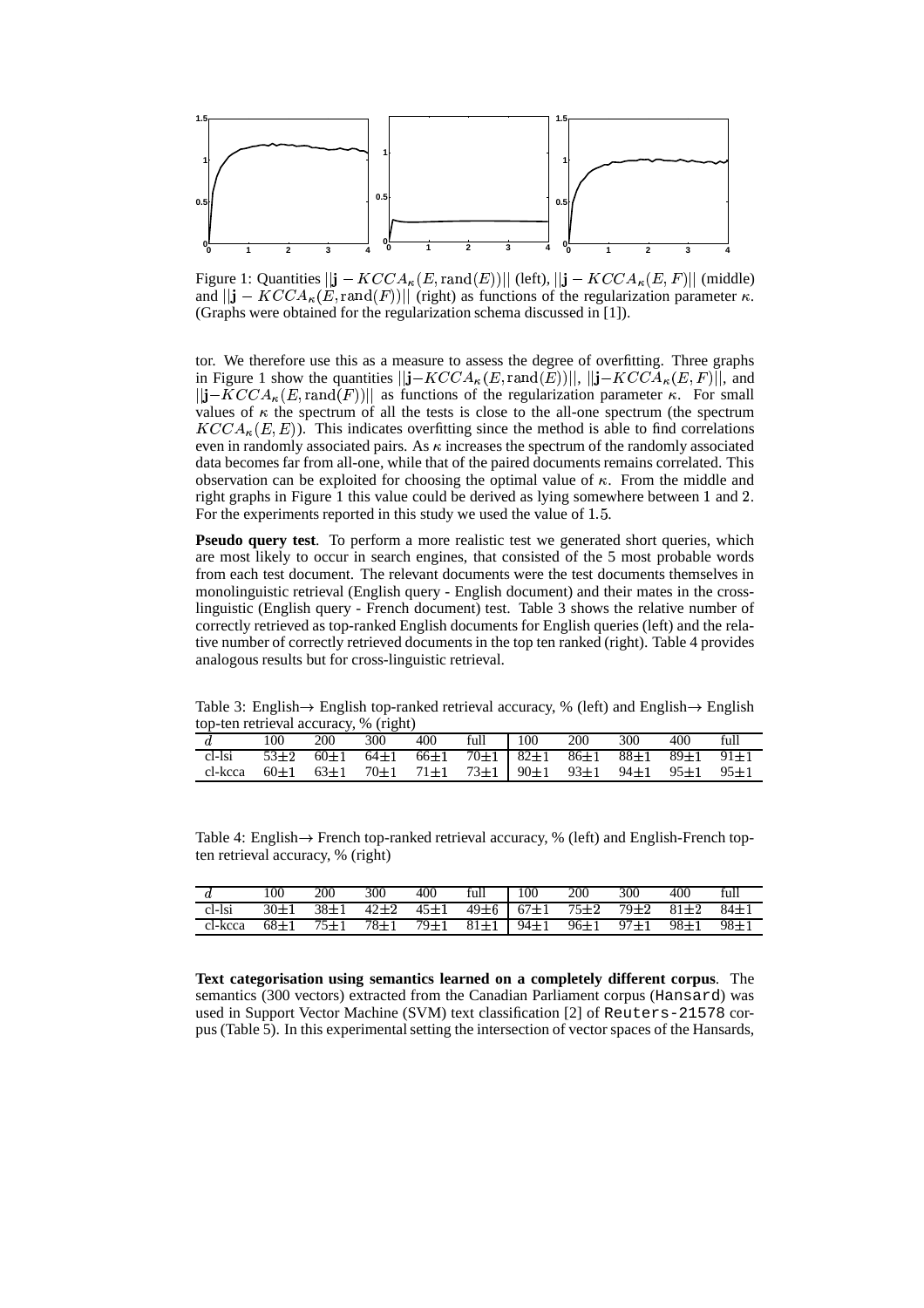Figure 1: Quantities $||\mathbf{j} - KCCA_\kappa(E, \mathrm{rand}(E))||$ (left), $||\mathbf{j} - KCCA_\kappa(E, F)||$ (middle) and $||\mathbf{j} - KCCA_\kappa(E, \mathrm{rand}(F))||$ (right) as functions of the regularization parameter $\kappa$. (Graphs were obtained for the regularization schema discussed in [1]).

tor. We therefore use this as a measure to assess the degree of overfitting. Three graphs in Figure 1 show the quantities $||\mathbf{j}-KCCA_\kappa(E, \mathrm{rand}(E))||$, $||\mathbf{j}-KCCA_\kappa(E, F)||$, and $||\mathbf{j}-KCCA_\kappa(E, \mathrm{rand}(F))||$ as functions of the regularization parameter $\kappa$. For small values of $\kappa$ the spectrum of all the tests is close to the all-one spectrum (the spectrum $KCCA_\kappa(E, E)$). This indicates overfitting since the method is able to find correlations even in randomly associated pairs. As $\kappa$ increases the spectrum of the randomly associated data becomes far from all-one, while that of the paired documents remains correlated. This observation can be exploited for choosing the optimal value of $\kappa$. From the middle and right graphs in Figure 1 this value could be derived as lying somewhere between 1 and 2. For the experiments reported in this study we used the value of 1.5.

**Pseudo query test**. To perform a more realistic test we generated short queries, which are most likely to occur in search engines, that consisted of the 5 most probable words from each test document. The relevant documents were the test documents themselves in monolinguistic retrieval (English query - English document) and their mates in the cross-linguistic (English query - French document) test. Table 3 shows the relative number of correctly retrieved as top-ranked English documents for English queries (left) and the relative number of correctly retrieved documents in the top ten ranked (right). Table 4 provides analogous results but for cross-linguistic retrieval.

Table 3: English→ English top-ranked retrieval accuracy, % (left) and English→ English top-ten retrieval accuracy, % (right)

| $d$ | 100 | 200 | 300 | 400 | full | 100 | 200 | 300 | 400 | full |
|---|---|---|---|---|---|---|---|---|---|---|
| cl-lsi | 53±2 | 60±1 | 64±1 | 66±1 | 70±1 | 82±1 | 86±1 | 88±1 | 89±1 | 91±1 |
| cl-kcca | 60±1 | 63±1 | 70±1 | 71±1 | 73±1 | 90±1 | 93±1 | 94±1 | 95±1 | 95±1 |

Table 4: English→ French top-ranked retrieval accuracy, % (left) and English-French top-ten retrieval accuracy, % (right)

| $d$ | 100 | 200 | 300 | 400 | full | 100 | 200 | 300 | 400 | full |
|---|---|---|---|---|---|---|---|---|---|---|
| cl-lsi | 30±1 | 38±1 | 42±2 | 45±1 | 49±6 | 67±1 | 75±2 | 79±2 | 81±2 | 84±1 |
| cl-kcca | 68±1 | 75±1 | 78±1 | 79±1 | 81±1 | 94±1 | 96±1 | 97±1 | 98±1 | 98±1 |

**Text categorisation using semantics learned on a completely different corpus**. The semantics (300 vectors) extracted from the Canadian Parliament corpus (Hansard) was used in Support Vector Machine (SVM) text classification [2] of Reuters-21578 corpus (Table 5). In this experimental setting the intersection of vector spaces of the Hansards,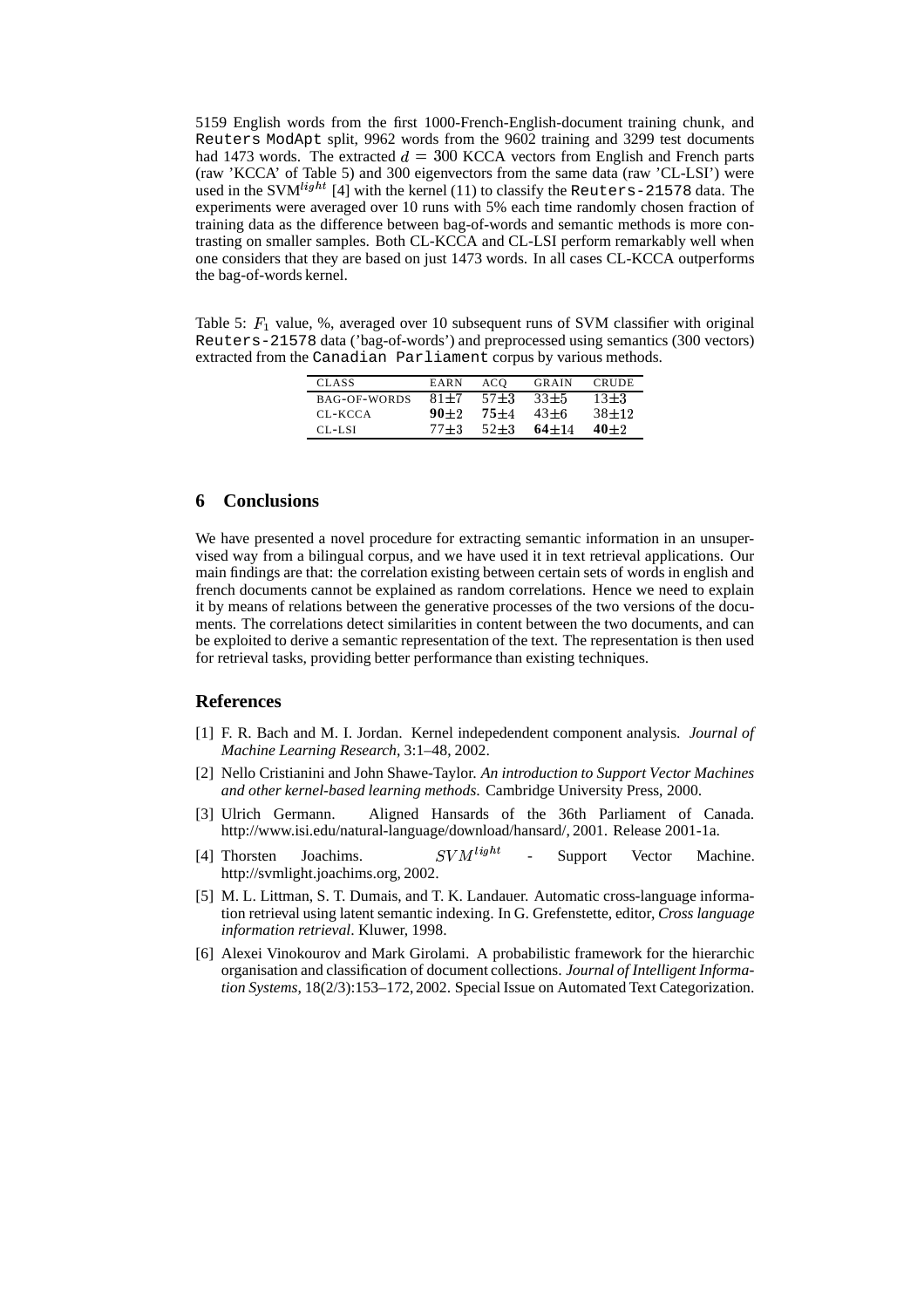5159 English words from the first 1000-French-English-document training chunk, and Reuters ModApt split, 9962 words from the 9602 training and 3299 test documents had 1473 words. The extracted $d = 300$ KCCA vectors from English and French parts (raw 'KCCA' of Table 5) and 300 eigenvectors from the same data (raw 'CL-LSI') were used in the SVM$^{light}$ [4] with the kernel (11) to classify the Reuters-21578 data. The experiments were averaged over 10 runs with 5% each time randomly chosen fraction of training data as the difference between bag-of-words and semantic methods is more contrasting on smaller samples. Both CL-KCCA and CL-LSI perform remarkably well when one considers that they are based on just 1473 words. In all cases CL-KCCA outperforms the bag-of-words kernel.

Table 5: $F_1$ value, %, averaged over 10 subsequent runs of SVM classifier with original Reuters-21578 data ('bag-of-words') and preprocessed using semantics (300 vectors) extracted from the Canadian Parliament corpus by various methods.

| CLASS | EARN | ACQ | GRAIN | CRUDE |
|---|---|---|---|---|
| BAG-OF-WORDS | 81±7 | 57±3 | 33±5 | 13±3 |
| CL-KCCA | **90**±2 | **75**±4 | 43±6 | 38±12 |
| CL-LSI | 77±3 | 52±3 | **64**±14 | **40**±2 |

## 6 Conclusions

We have presented a novel procedure for extracting semantic information in an unsupervised way from a bilingual corpus, and we have used it in text retrieval applications. Our main findings are that: the correlation existing between certain sets of words in english and french documents cannot be explained as random correlations. Hence we need to explain it by means of relations between the generative processes of the two versions of the documents. The correlations detect similarities in content between the two documents, and can be exploited to derive a semantic representation of the text. The representation is then used for retrieval tasks, providing better performance than existing techniques.

## References

[1] F. R. Bach and M. I. Jordan. Kernel indepedendent component analysis. *Journal of Machine Learning Research*, 3:1–48, 2002.

[2] Nello Cristianini and John Shawe-Taylor. *An introduction to Support Vector Machines and other kernel-based learning methods*. Cambridge University Press, 2000.

[3] Ulrich Germann. Aligned Hansards of the 36th Parliament of Canada. http://www.isi.edu/natural-language/download/hansard/, 2001. Release 2001-1a.

[4] Thorsten Joachims. $SVM^{light}$ - Support Vector Machine. http://svmlight.joachims.org, 2002.

[5] M. L. Littman, S. T. Dumais, and T. K. Landauer. Automatic cross-language information retrieval using latent semantic indexing. In G. Grefenstette, editor, *Cross language information retrieval*. Kluwer, 1998.

[6] Alexei Vinokourov and Mark Girolami. A probabilistic framework for the hierarchic organisation and classification of document collections. *Journal of Intelligent Information Systems*, 18(2/3):153–172, 2002. Special Issue on Automated Text Categorization.